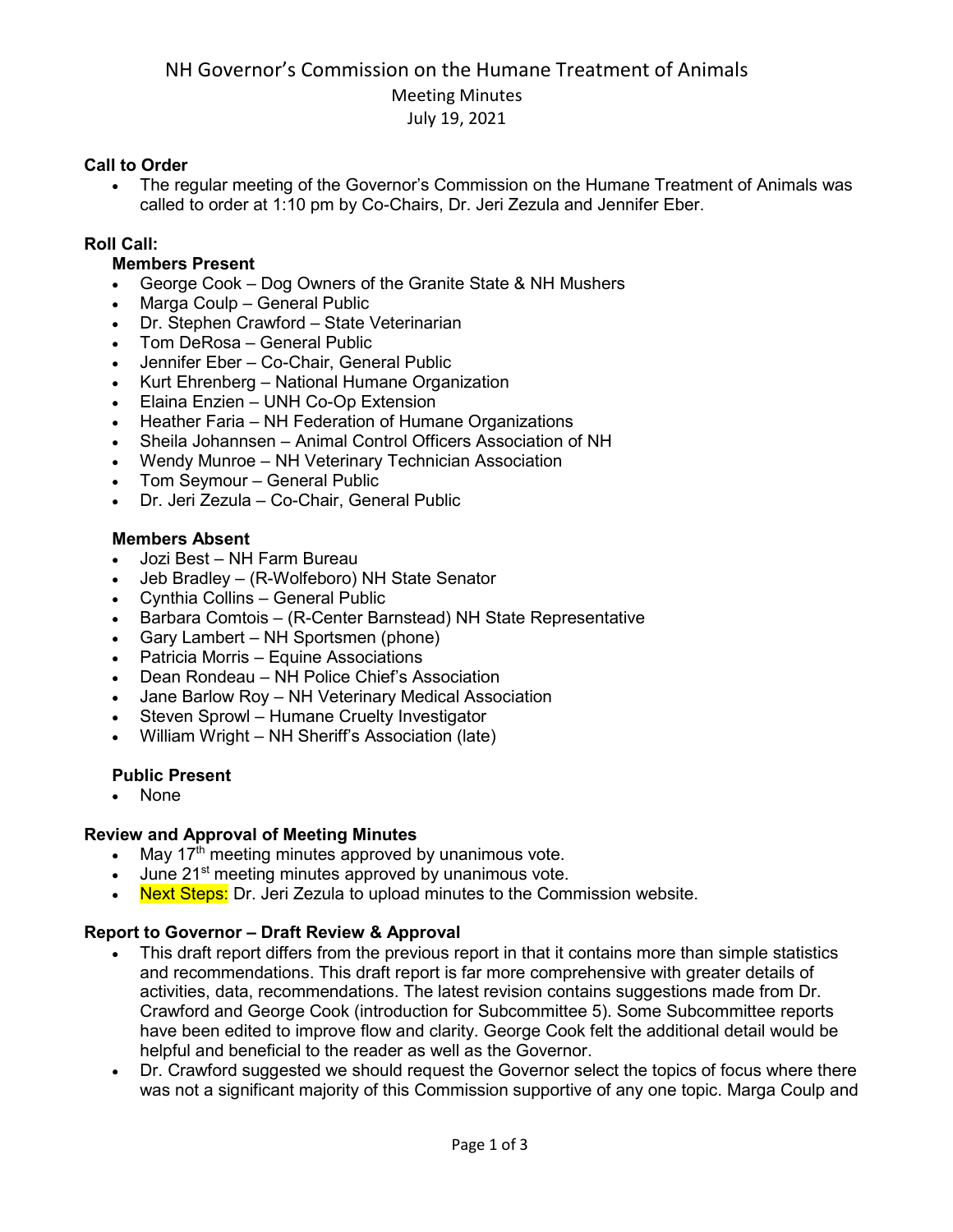# NH Governor's Commission on the Humane Treatment of Animals

Meeting Minutes

July 19, 2021

**Call to Order**

- The regular meeting of the Governor's Commission on the Humane Treatment of Animals was called to order at 1:10 pm by Co-Chairs, Dr. Jeri Zezula and Jennifer Eber.

**Roll Call:**

**Members Present**

- George Cook – Dog Owners of the Granite State & NH Mushers
- Marga Coulp – General Public
- Dr. Stephen Crawford – State Veterinarian
- Tom DeRosa – General Public
- Jennifer Eber – Co-Chair, General Public
- Kurt Ehrenberg – National Humane Organization
- Elaina Enzien – UNH Co-Op Extension
- Heather Faria – NH Federation of Humane Organizations
- Sheila Johannsen – Animal Control Officers Association of NH
- Wendy Munroe – NH Veterinary Technician Association
- Tom Seymour – General Public
- Dr. Jeri Zezula – Co-Chair, General Public

**Members Absent**

- Jozi Best – NH Farm Bureau
- Jeb Bradley – (R-Wolfeboro) NH State Senator
- Cynthia Collins – General Public
- Barbara Comtois – (R-Center Barnstead) NH State Representative
- Gary Lambert – NH Sportsmen (phone)
- Patricia Morris – Equine Associations
- Dean Rondeau – NH Police Chief's Association
- Jane Barlow Roy – NH Veterinary Medical Association
- Steven Sprowl – Humane Cruelty Investigator
- William Wright – NH Sheriff's Association (late)

**Public Present**

- None

**Review and Approval of Meeting Minutes**

- May 17th meeting minutes approved by unanimous vote.
- June 21st meeting minutes approved by unanimous vote.
- Next Steps: Dr. Jeri Zezula to upload minutes to the Commission website.

**Report to Governor – Draft Review & Approval**

- This draft report differs from the previous report in that it contains more than simple statistics and recommendations. This draft report is far more comprehensive with greater details of activities, data, recommendations. The latest revision contains suggestions made from Dr. Crawford and George Cook (introduction for Subcommittee 5). Some Subcommittee reports have been edited to improve flow and clarity. George Cook felt the additional detail would be helpful and beneficial to the reader as well as the Governor.
- Dr. Crawford suggested we should request the Governor select the topics of focus where there was not a significant majority of this Commission supportive of any one topic. Marga Coulp and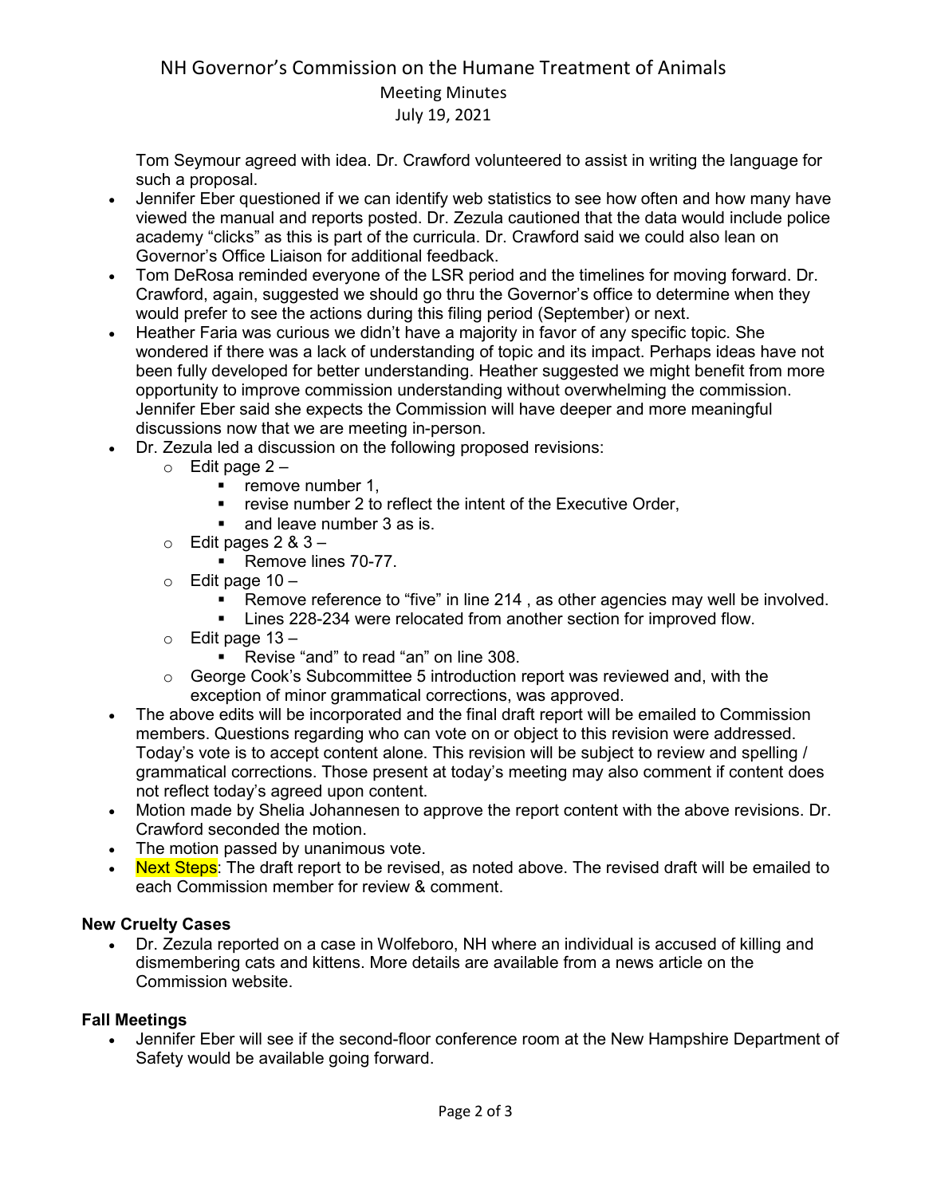Tom Seymour agreed with idea. Dr. Crawford volunteered to assist in writing the language for such a proposal.

- Jennifer Eber questioned if we can identify web statistics to see how often and how many have viewed the manual and reports posted. Dr. Zezula cautioned that the data would include police academy "clicks" as this is part of the curricula. Dr. Crawford said we could also lean on Governor's Office Liaison for additional feedback.
- Tom DeRosa reminded everyone of the LSR period and the timelines for moving forward. Dr. Crawford, again, suggested we should go thru the Governor's office to determine when they would prefer to see the actions during this filing period (September) or next.
- Heather Faria was curious we didn't have a majority in favor of any specific topic. She wondered if there was a lack of understanding of topic and its impact. Perhaps ideas have not been fully developed for better understanding. Heather suggested we might benefit from more opportunity to improve commission understanding without overwhelming the commission. Jennifer Eber said she expects the Commission will have deeper and more meaningful discussions now that we are meeting in-person.
- Dr. Zezula led a discussion on the following proposed revisions:
    - Edit page 2 –
        - remove number 1,
        - revise number 2 to reflect the intent of the Executive Order,
        - and leave number 3 as is.
    - Edit pages 2 & 3 –
        - Remove lines 70-77.
    - Edit page 10 –
        - Remove reference to "five" in line 214 , as other agencies may well be involved.
        - Lines 228-234 were relocated from another section for improved flow.
    - Edit page 13 –
        - Revise "and" to read "an" on line 308.
    - George Cook's Subcommittee 5 introduction report was reviewed and, with the exception of minor grammatical corrections, was approved.
- The above edits will be incorporated and the final draft report will be emailed to Commission members. Questions regarding who can vote on or object to this revision were addressed. Today's vote is to accept content alone. This revision will be subject to review and spelling / grammatical corrections. Those present at today's meeting may also comment if content does not reflect today's agreed upon content.
- Motion made by Shelia Johannesen to approve the report content with the above revisions. Dr. Crawford seconded the motion.
- The motion passed by unanimous vote.
- Next Steps: The draft report to be revised, as noted above. The revised draft will be emailed to each Commission member for review & comment.

**New Cruelty Cases**

- Dr. Zezula reported on a case in Wolfeboro, NH where an individual is accused of killing and dismembering cats and kittens. More details are available from a news article on the Commission website.

**Fall Meetings**

- Jennifer Eber will see if the second-floor conference room at the New Hampshire Department of Safety would be available going forward.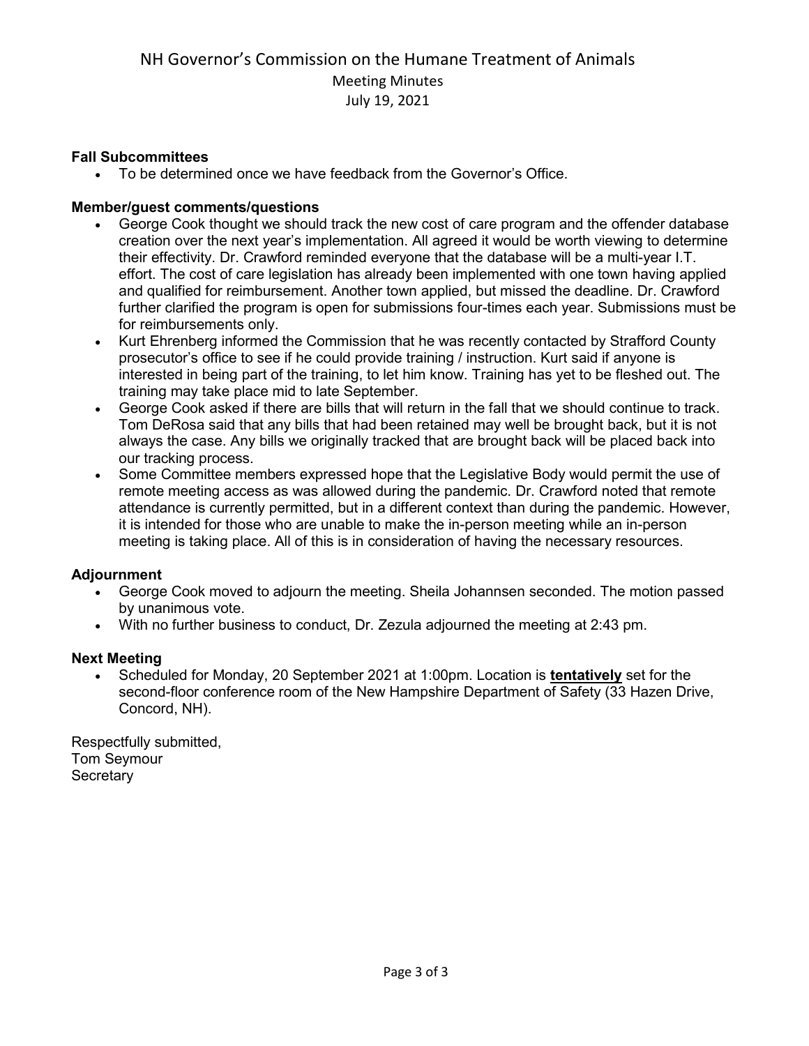#### Fall Subcommittees

- To be determined once we have feedback from the Governor's Office.

#### Member/guest comments/questions

- George Cook thought we should track the new cost of care program and the offender database creation over the next year's implementation. All agreed it would be worth viewing to determine their effectivity. Dr. Crawford reminded everyone that the database will be a multi-year I.T. effort. The cost of care legislation has already been implemented with one town having applied and qualified for reimbursement. Another town applied, but missed the deadline. Dr. Crawford further clarified the program is open for submissions four-times each year. Submissions must be for reimbursements only.
- Kurt Ehrenberg informed the Commission that he was recently contacted by Strafford County prosecutor's office to see if he could provide training / instruction. Kurt said if anyone is interested in being part of the training, to let him know. Training has yet to be fleshed out. The training may take place mid to late September.
- George Cook asked if there are bills that will return in the fall that we should continue to track. Tom DeRosa said that any bills that had been retained may well be brought back, but it is not always the case. Any bills we originally tracked that are brought back will be placed back into our tracking process.
- Some Committee members expressed hope that the Legislative Body would permit the use of remote meeting access as was allowed during the pandemic. Dr. Crawford noted that remote attendance is currently permitted, but in a different context than during the pandemic. However, it is intended for those who are unable to make the in-person meeting while an in-person meeting is taking place. All of this is in consideration of having the necessary resources.

#### Adjournment

- George Cook moved to adjourn the meeting. Sheila Johannsen seconded. The motion passed by unanimous vote.
- With no further business to conduct, Dr. Zezula adjourned the meeting at 2:43 pm.

#### Next Meeting

- Scheduled for Monday, 20 September 2021 at 1:00pm. Location is **tentatively** set for the second-floor conference room of the New Hampshire Department of Safety (33 Hazen Drive, Concord, NH).

Respectfully submitted,
Tom Seymour
Secretary